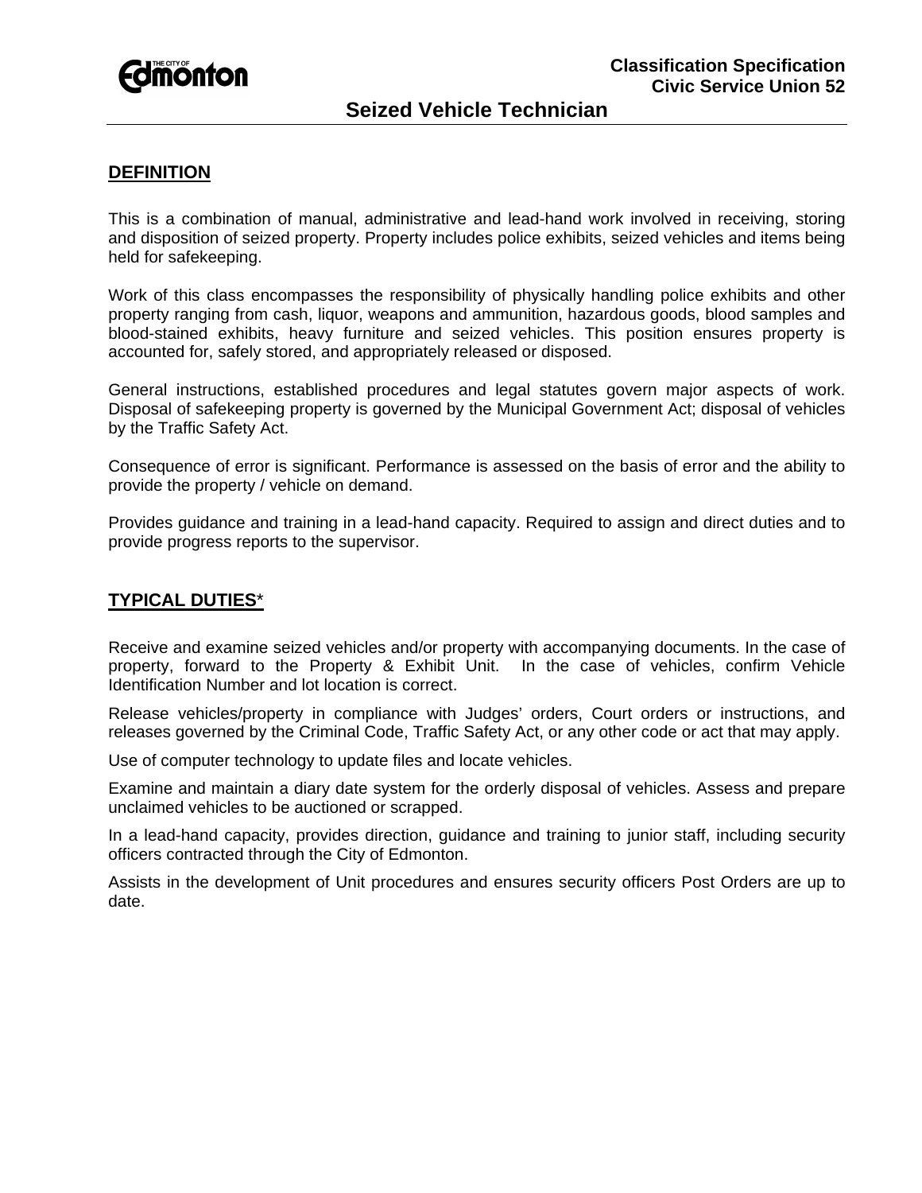**Classification Specification**
**Civic Service Union 52**

# Seized Vehicle Technician

## DEFINITION

This is a combination of manual, administrative and lead-hand work involved in receiving, storing and disposition of seized property. Property includes police exhibits, seized vehicles and items being held for safekeeping.

Work of this class encompasses the responsibility of physically handling police exhibits and other property ranging from cash, liquor, weapons and ammunition, hazardous goods, blood samples and blood-stained exhibits, heavy furniture and seized vehicles. This position ensures property is accounted for, safely stored, and appropriately released or disposed.

General instructions, established procedures and legal statutes govern major aspects of work. Disposal of safekeeping property is governed by the Municipal Government Act; disposal of vehicles by the Traffic Safety Act.

Consequence of error is significant. Performance is assessed on the basis of error and the ability to provide the property / vehicle on demand.

Provides guidance and training in a lead-hand capacity. Required to assign and direct duties and to provide progress reports to the supervisor.

## TYPICAL DUTIES*

Receive and examine seized vehicles and/or property with accompanying documents. In the case of property, forward to the Property & Exhibit Unit. In the case of vehicles, confirm Vehicle Identification Number and lot location is correct.

Release vehicles/property in compliance with Judges' orders, Court orders or instructions, and releases governed by the Criminal Code, Traffic Safety Act, or any other code or act that may apply.

Use of computer technology to update files and locate vehicles.

Examine and maintain a diary date system for the orderly disposal of vehicles. Assess and prepare unclaimed vehicles to be auctioned or scrapped.

In a lead-hand capacity, provides direction, guidance and training to junior staff, including security officers contracted through the City of Edmonton.

Assists in the development of Unit procedures and ensures security officers Post Orders are up to date.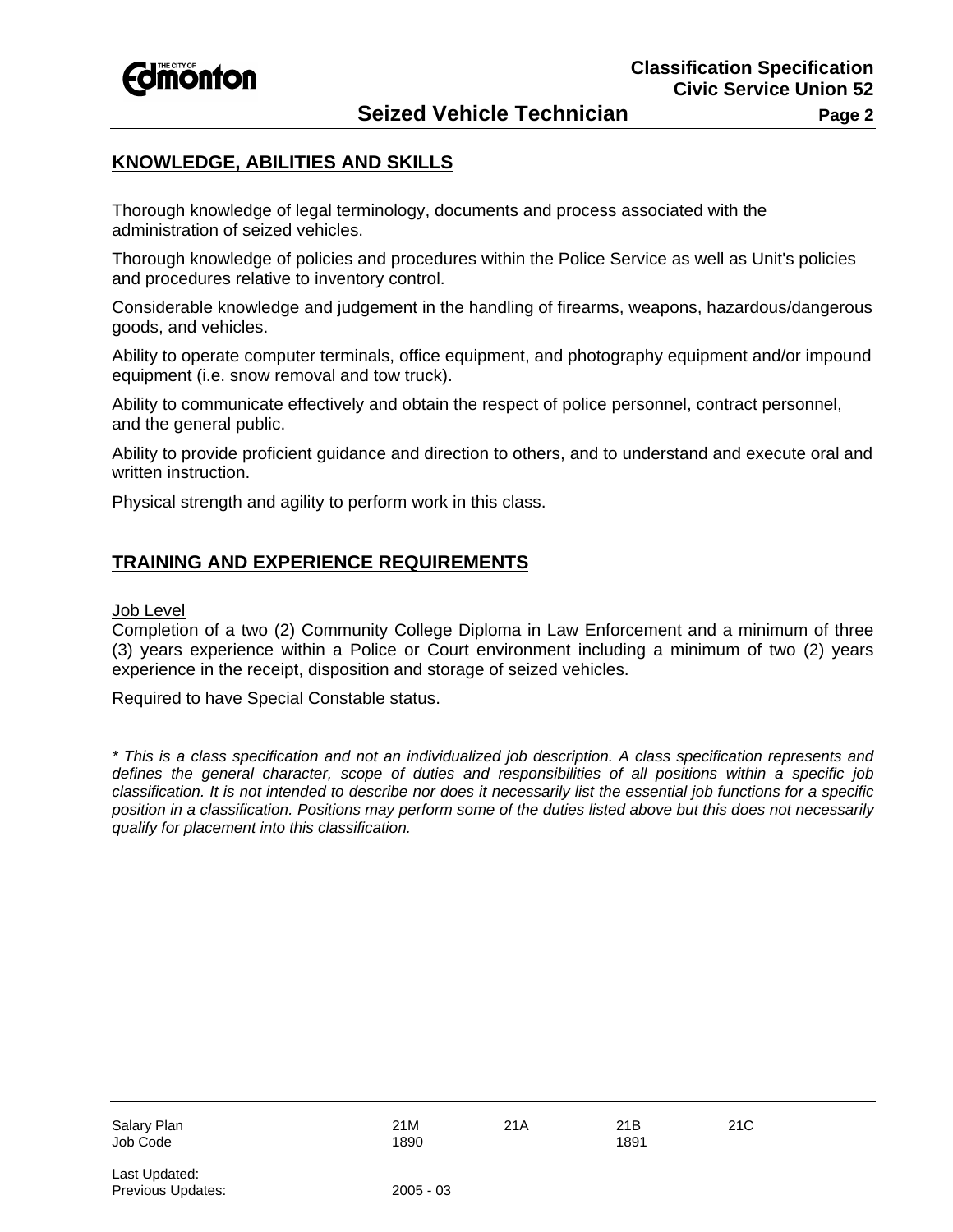## KNOWLEDGE, ABILITIES AND SKILLS

Thorough knowledge of legal terminology, documents and process associated with the administration of seized vehicles.

Thorough knowledge of policies and procedures within the Police Service as well as Unit's policies and procedures relative to inventory control.

Considerable knowledge and judgement in the handling of firearms, weapons, hazardous/dangerous goods, and vehicles.

Ability to operate computer terminals, office equipment, and photography equipment and/or impound equipment (i.e. snow removal and tow truck).

Ability to communicate effectively and obtain the respect of police personnel, contract personnel, and the general public.

Ability to provide proficient guidance and direction to others, and to understand and execute oral and written instruction.

Physical strength and agility to perform work in this class.

## TRAINING AND EXPERIENCE REQUIREMENTS

Job Level

Completion of a two (2) Community College Diploma in Law Enforcement and a minimum of three (3) years experience within a Police or Court environment including a minimum of two (2) years experience in the receipt, disposition and storage of seized vehicles.

Required to have Special Constable status.

*\* This is a class specification and not an individualized job description. A class specification represents and defines the general character, scope of duties and responsibilities of all positions within a specific job classification. It is not intended to describe nor does it necessarily list the essential job functions for a specific position in a classification. Positions may perform some of the duties listed above but this does not necessarily qualify for placement into this classification.*

| | | | | |
|---|---|---|---|---|
| Salary Plan | 21M | 21A | 21B | 21C |
| Job Code | 1890 | | 1891 | |

Last Updated:
Previous Updates: 2005 - 03